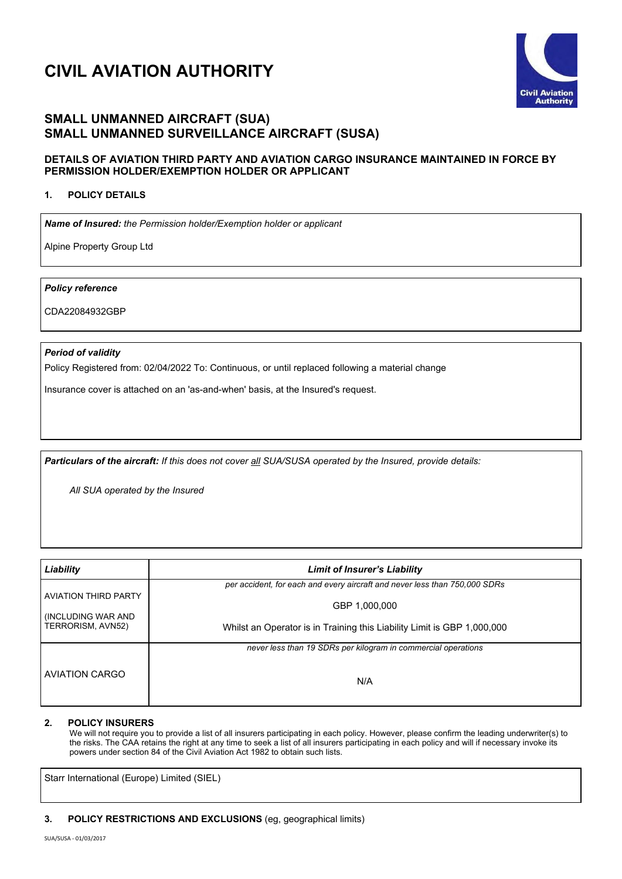# CIVIL AVIATION AUTHORITY

## SMALL UNMANNED AIRCRAFT (SUA)
## SMALL UNMANNED SURVEILLANCE AIRCRAFT (SUSA)

### DETAILS OF AVIATION THIRD PARTY AND AVIATION CARGO INSURANCE MAINTAINED IN FORCE BY PERMISSION HOLDER/EXEMPTION HOLDER OR APPLICANT

#### 1. POLICY DETAILS

***Name of Insured:*** *the Permission holder/Exemption holder or applicant*

Alpine Property Group Ltd

***Policy reference***

CDA22084932GBP

***Period of validity***

Policy Registered from: 02/04/2022 To: Continuous, or until replaced following a material change

Insurance cover is attached on an 'as-and-when' basis, at the Insured's request.

***Particulars of the aircraft:*** *If this does not cover all SUA/SUSA operated by the Insured, provide details:*

*All SUA operated by the Insured*

| *Liability* | *Limit of Insurer's Liability* |
|---|---|
| AVIATION THIRD PARTY (INCLUDING WAR AND TERRORISM, AVN52) | *per accident, for each and every aircraft and never less than 750,000 SDRs*<br>GBP 1,000,000<br>Whilst an Operator is in Training this Liability Limit is GBP 1,000,000 |
| AVIATION CARGO | *never less than 19 SDRs per kilogram in commercial operations*<br>N/A |

#### 2. POLICY INSURERS

We will not require you to provide a list of all insurers participating in each policy. However, please confirm the leading underwriter(s) to the risks. The CAA retains the right at any time to seek a list of all insurers participating in each policy and will if necessary invoke its powers under section 84 of the Civil Aviation Act 1982 to obtain such lists.

Starr International (Europe) Limited (SIEL)

#### 3. POLICY RESTRICTIONS AND EXCLUSIONS (eg, geographical limits)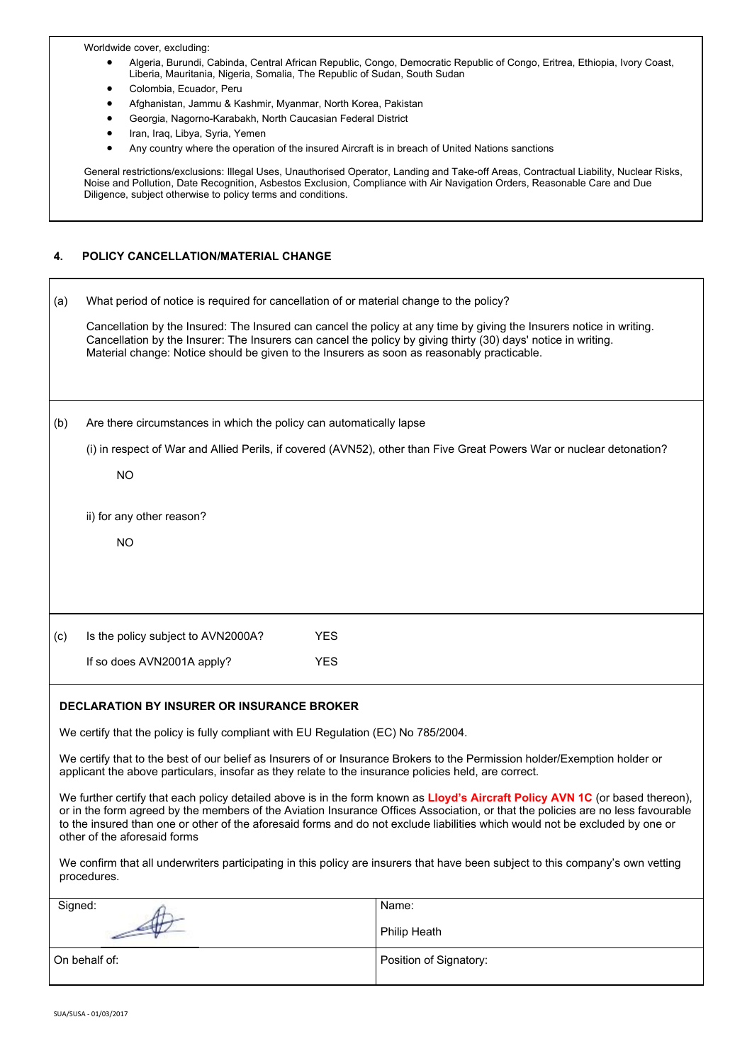Worldwide cover, excluding:

- Algeria, Burundi, Cabinda, Central African Republic, Congo, Democratic Republic of Congo, Eritrea, Ethiopia, Ivory Coast, Liberia, Mauritania, Nigeria, Somalia, The Republic of Sudan, South Sudan
- Colombia, Ecuador, Peru
- Afghanistan, Jammu & Kashmir, Myanmar, North Korea, Pakistan
- Georgia, Nagorno-Karabakh, North Caucasian Federal District
- Iran, Iraq, Libya, Syria, Yemen
- Any country where the operation of the insured Aircraft is in breach of United Nations sanctions

General restrictions/exclusions: Illegal Uses, Unauthorised Operator, Landing and Take-off Areas, Contractual Liability, Nuclear Risks, Noise and Pollution, Date Recognition, Asbestos Exclusion, Compliance with Air Navigation Orders, Reasonable Care and Due Diligence, subject otherwise to policy terms and conditions.

## 4. POLICY CANCELLATION/MATERIAL CHANGE

(a) What period of notice is required for cancellation of or material change to the policy?

Cancellation by the Insured: The Insured can cancel the policy at any time by giving the Insurers notice in writing.
Cancellation by the Insurer: The Insurers can cancel the policy by giving thirty (30) days' notice in writing.
Material change: Notice should be given to the Insurers as soon as reasonably practicable.

(b) Are there circumstances in which the policy can automatically lapse

(i) in respect of War and Allied Perils, if covered (AVN52), other than Five Great Powers War or nuclear detonation?

NO

ii) for any other reason?

NO

(c) Is the policy subject to AVN2000A? YES

If so does AVN2001A apply? YES

### DECLARATION BY INSURER OR INSURANCE BROKER

We certify that the policy is fully compliant with EU Regulation (EC) No 785/2004.

We certify that to the best of our belief as Insurers of or Insurance Brokers to the Permission holder/Exemption holder or applicant the above particulars, insofar as they relate to the insurance policies held, are correct.

We further certify that each policy detailed above is in the form known as **Lloyd's Aircraft Policy AVN 1C** (or based thereon), or in the form agreed by the members of the Aviation Insurance Offices Association, or that the policies are no less favourable to the insured than one or other of the aforesaid forms and do not exclude liabilities which would not be excluded by one or other of the aforesaid forms

We confirm that all underwriters participating in this policy are insurers that have been subject to this company's own vetting procedures.

| Signed: [signature] | Name: Philip Heath |
|---|---|
| On behalf of: | Position of Signatory: |

SUA/SUSA - 01/03/2017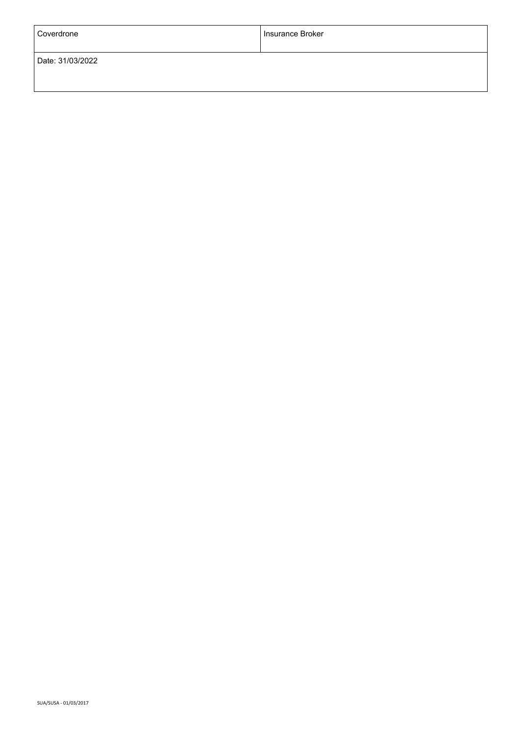| | |
|---|---|
| Coverdrone | Insurance Broker |
| Date: 31/03/2022 | |